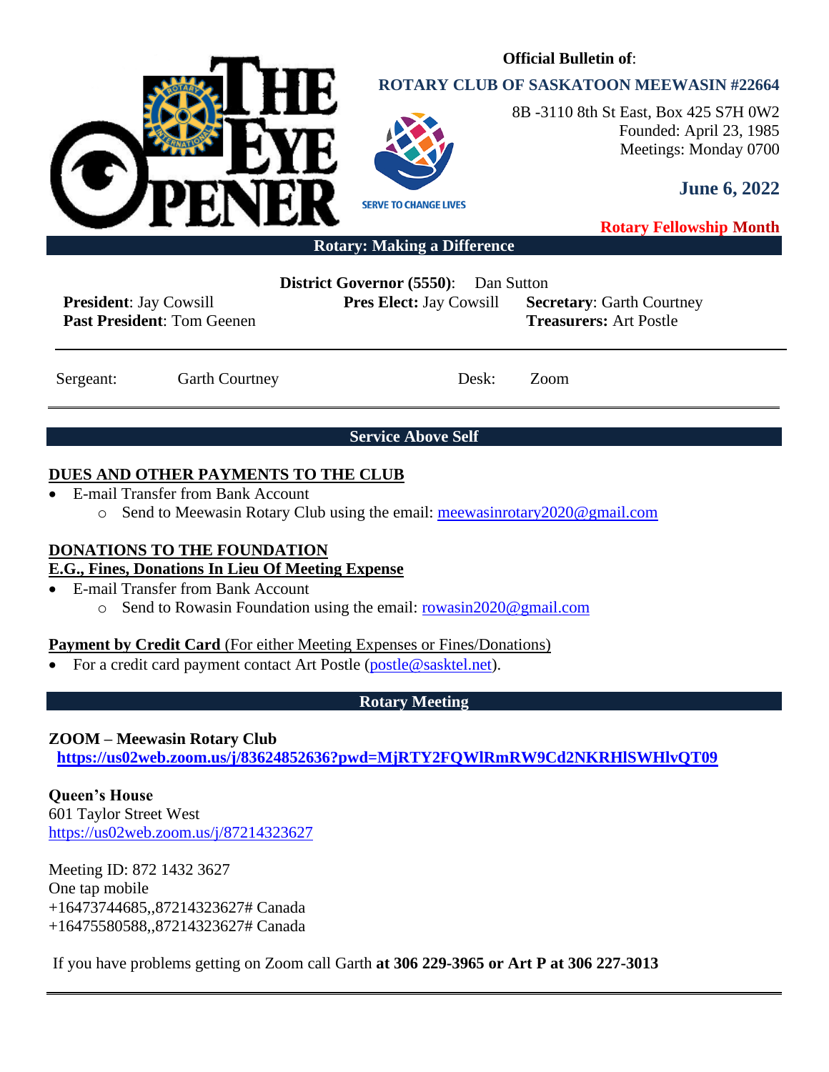**Official Bulletin of**:

**ROTARY CLUB OF SASKATOON MEEWASIN #22664**

8B -3110 8th St East, Box 425 S7H 0W2
Founded: April 23, 1985
Meetings: Monday 0700

SERVE TO CHANGE LIVES

**June 6, 2022**

**Rotary Fellowship Month**

**Rotary: Making a Difference**

**District Governor (5550)**: Dan Sutton

**President**: Jay Cowsill
**Past President**: Tom Geenen

**Pres Elect:** Jay Cowsill

**Secretary**: Garth Courtney
**Treasurers:** Art Postle

Sergeant: Garth Courtney

Desk: Zoom

**Service Above Self**

## DUES AND OTHER PAYMENTS TO THE CLUB

- E-mail Transfer from Bank Account
  - Send to Meewasin Rotary Club using the email: meewasinrotary2020@gmail.com

## DONATIONS TO THE FOUNDATION
## E.G., Fines, Donations In Lieu Of Meeting Expense

- E-mail Transfer from Bank Account
  - Send to Rowasin Foundation using the email: rowasin2020@gmail.com

**Payment by Credit Card** (For either Meeting Expenses or Fines/Donations)

- For a credit card payment contact Art Postle (postle@sasktel.net).

**Rotary Meeting**

**ZOOM – Meewasin Rotary Club**
**https://us02web.zoom.us/j/83624852636?pwd=MjRTY2FQWlRmRW9Cd2NKRHlSWHlvQT09**

**Queen's House**
601 Taylor Street West
https://us02web.zoom.us/j/87214323627

Meeting ID: 872 1432 3627
One tap mobile
+16473744685,,87214323627# Canada
+16475580588,,87214323627# Canada

If you have problems getting on Zoom call Garth **at 306 229-3965 or Art P at 306 227-3013**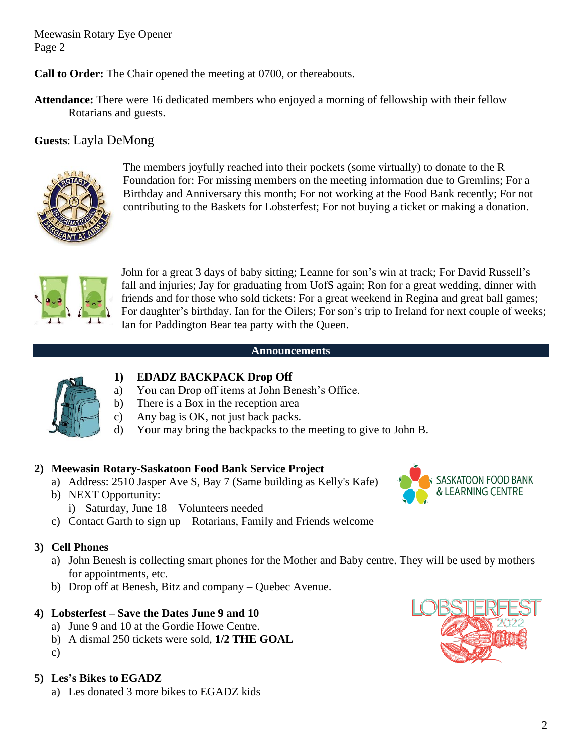**Call to Order:** The Chair opened the meeting at 0700, or thereabouts.

**Attendance:** There were 16 dedicated members who enjoyed a morning of fellowship with their fellow Rotarians and guests.

**Guests**: Layla DeMong

The members joyfully reached into their pockets (some virtually) to donate to the R Foundation for: For missing members on the meeting information due to Gremlins; For a Birthday and Anniversary this month; For not working at the Food Bank recently; For not contributing to the Baskets for Lobsterfest; For not buying a ticket or making a donation.

John for a great 3 days of baby sitting; Leanne for son's win at track; For David Russell's fall and injuries; Jay for graduating from UofS again; Ron for a great wedding, dinner with friends and for those who sold tickets: For a great weekend in Regina and great ball games; For daughter's birthday. Ian for the Oilers; For son's trip to Ireland for next couple of weeks; Ian for Paddington Bear tea party with the Queen.

## Announcements

**1) EDADZ BACKPACK Drop Off**

a) You can Drop off items at John Benesh's Office.
b) There is a Box in the reception area
c) Any bag is OK, not just back packs.
d) Your may bring the backpacks to the meeting to give to John B.

**2) Meewasin Rotary-Saskatoon Food Bank Service Project**

a) Address: 2510 Jasper Ave S, Bay 7 (Same building as Kelly's Kafe)
b) NEXT Opportunity:
   i) Saturday, June 18 – Volunteers needed
c) Contact Garth to sign up – Rotarians, Family and Friends welcome

**3) Cell Phones**

a) John Benesh is collecting smart phones for the Mother and Baby centre. They will be used by mothers for appointments, etc.
b) Drop off at Benesh, Bitz and company – Quebec Avenue.

**4) Lobsterfest – Save the Dates June 9 and 10**

a) June 9 and 10 at the Gordie Howe Centre.
b) A dismal 250 tickets were sold, **1/2 THE GOAL**
c)

**5) Les's Bikes to EGADZ**

a) Les donated 3 more bikes to EGADZ kids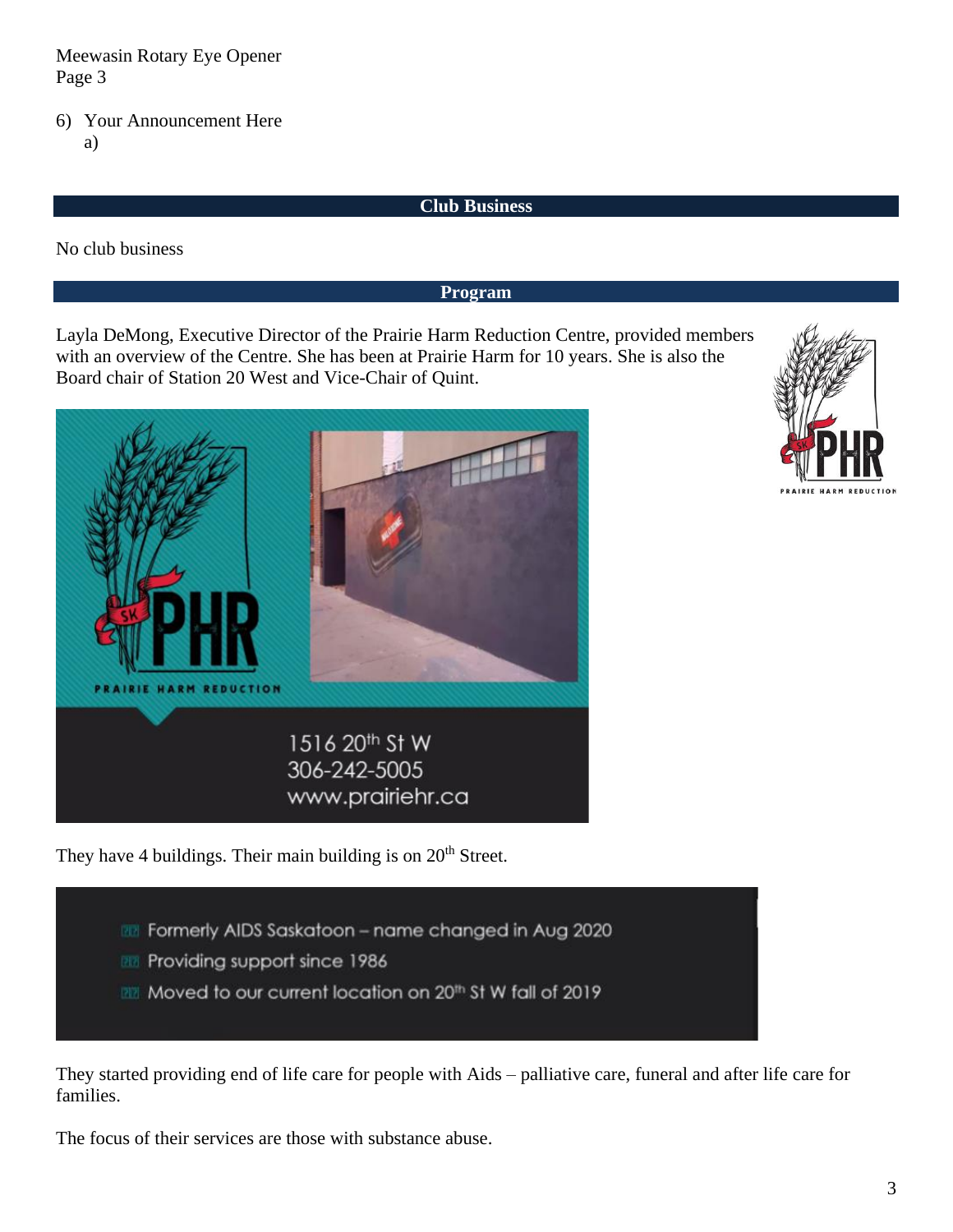6) Your Announcement Here
   a)

## Club Business

No club business

## Program

Layla DeMong, Executive Director of the Prairie Harm Reduction Centre, provided members with an overview of the Centre. She has been at Prairie Harm for 10 years. She is also the Board chair of Station 20 West and Vice-Chair of Quint.

PRAIRIE HARM REDUCTION

1516 20th St W
306-242-5005
www.prairiehr.ca

They have 4 buildings. Their main building is on 20th Street.

- Formerly AIDS Saskatoon – name changed in Aug 2020
- Providing support since 1986
- Moved to our current location on 20th St W fall of 2019

They started providing end of life care for people with Aids – palliative care, funeral and after life care for families.

The focus of their services are those with substance abuse.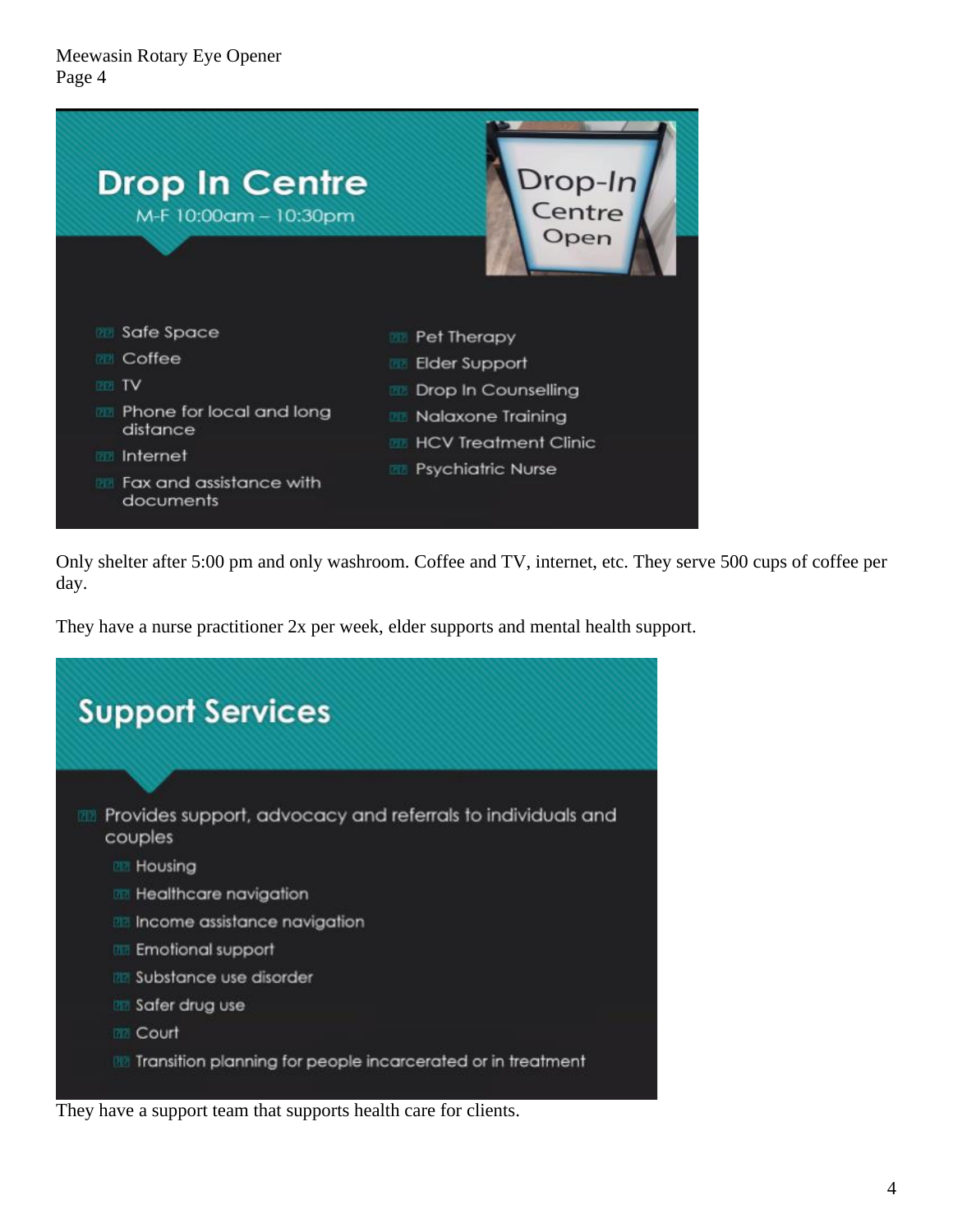## Drop In Centre

M-F 10:00am – 10:30pm

Drop-In Centre Open

- Safe Space
- Coffee
- TV
- Phone for local and long distance
- Internet
- Fax and assistance with documents
- Pet Therapy
- Elder Support
- Drop In Counselling
- Nalaxone Training
- HCV Treatment Clinic
- Psychiatric Nurse

Only shelter after 5:00 pm and only washroom. Coffee and TV, internet, etc. They serve 500 cups of coffee per day.

They have a nurse practitioner 2x per week, elder supports and mental health support.

## Support Services

- Provides support, advocacy and referrals to individuals and couples
  - Housing
  - Healthcare navigation
  - Income assistance navigation
  - Emotional support
  - Substance use disorder
  - Safer drug use
  - Court
  - Transition planning for people incarcerated or in treatment

They have a support team that supports health care for clients.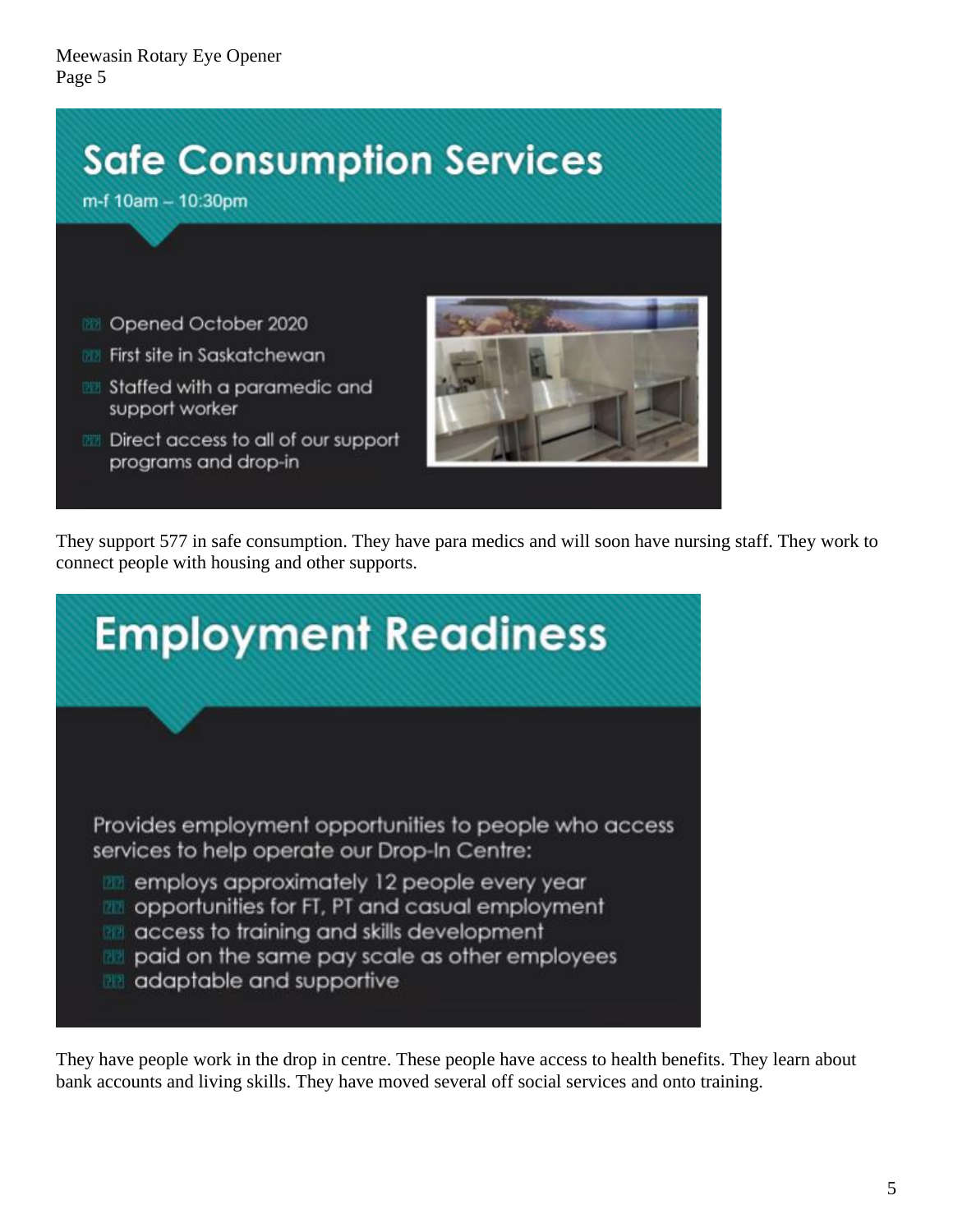## Safe Consumption Services

m-f 10am – 10:30pm

- Opened October 2020
- First site in Saskatchewan
- Staffed with a paramedic and support worker
- Direct access to all of our support programs and drop-in

They support 577 in safe consumption. They have para medics and will soon have nursing staff. They work to connect people with housing and other supports.

## Employment Readiness

Provides employment opportunities to people who access services to help operate our Drop-In Centre:

- employs approximately 12 people every year
- opportunities for FT, PT and casual employment
- access to training and skills development
- paid on the same pay scale as other employees
- adaptable and supportive

They have people work in the drop in centre. These people have access to health benefits. They learn about bank accounts and living skills. They have moved several off social services and onto training.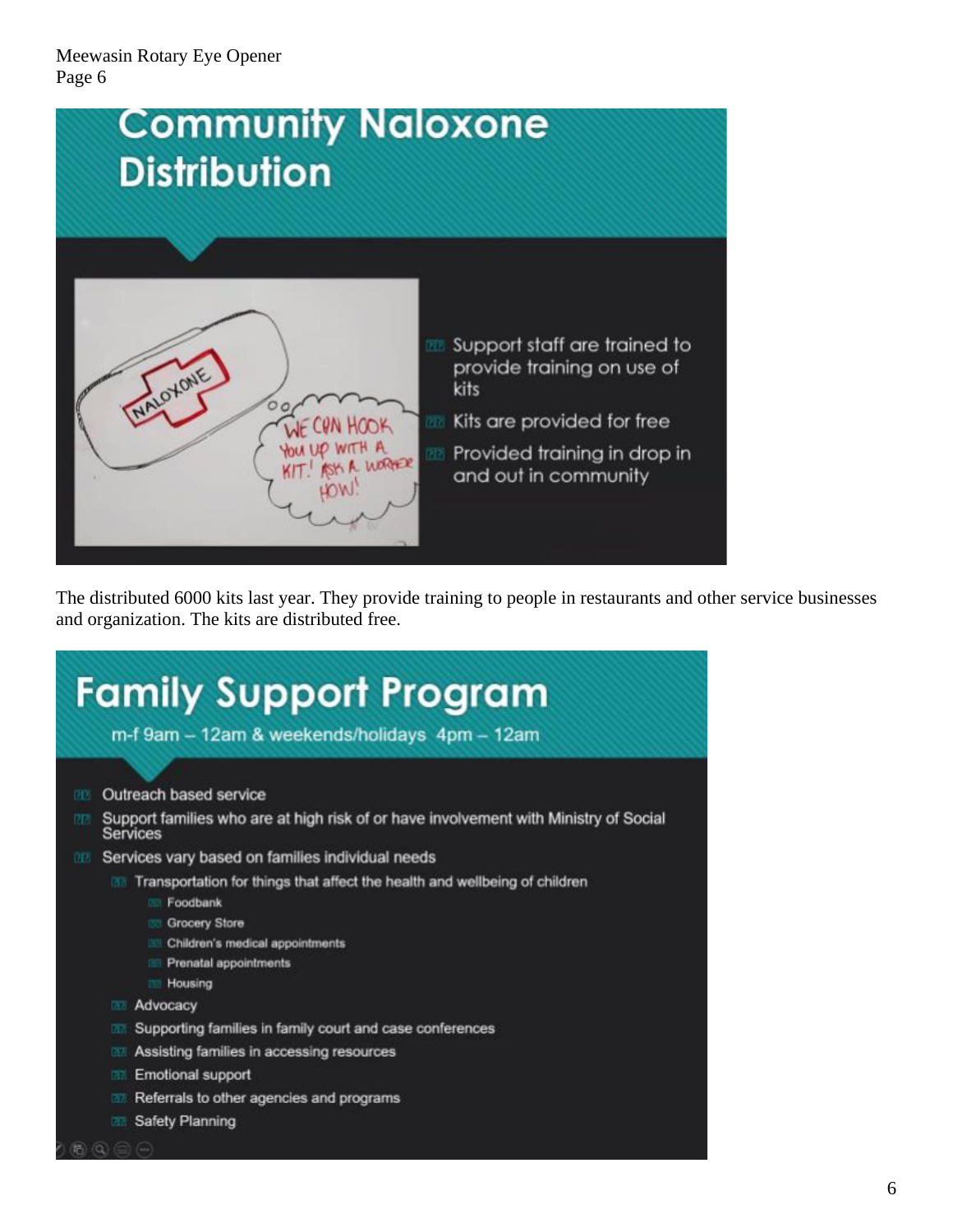## Community Naloxone Distribution

- Support staff are trained to provide training on use of kits
- Kits are provided for free
- Provided training in drop in and out in community

The distributed 6000 kits last year. They provide training to people in restaurants and other service businesses and organization. The kits are distributed free.

## Family Support Program

m-f 9am – 12am & weekends/holidays 4pm – 12am

- Outreach based service
- Support families who are at high risk of or have involvement with Ministry of Social Services
- Services vary based on families individual needs
  - Transportation for things that affect the health and wellbeing of children
    - Foodbank
    - Grocery Store
    - Children's medical appointments
    - Prenatal appointments
    - Housing
  - Advocacy
  - Supporting families in family court and case conferences
  - Assisting families in accessing resources
  - Emotional support
  - Referrals to other agencies and programs
  - Safety Planning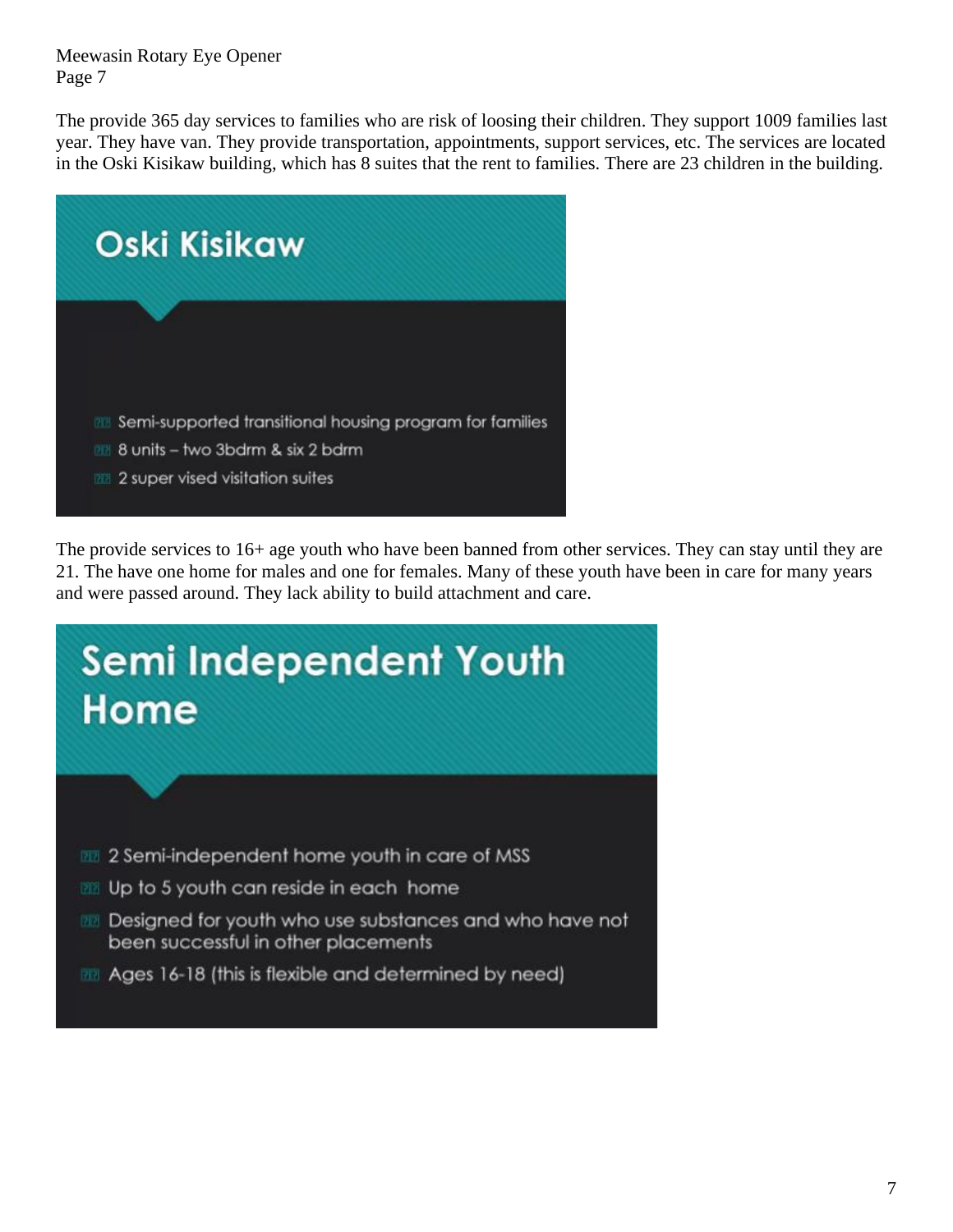The provide 365 day services to families who are risk of loosing their children. They support 1009 families last year. They have van. They provide transportation, appointments, support services, etc. The services are located in the Oski Kisikaw building, which has 8 suites that the rent to families. There are 23 children in the building.

## Oski Kisikaw

- Semi-supported transitional housing program for families
- 8 units – two 3bdrm & six 2 bdrm
- 2 super vised visitation suites

The provide services to 16+ age youth who have been banned from other services. They can stay until they are 21. The have one home for males and one for females. Many of these youth have been in care for many years and were passed around. They lack ability to build attachment and care.

## Semi Independent Youth Home

- 2 Semi-independent home youth in care of MSS
- Up to 5 youth can reside in each home
- Designed for youth who use substances and who have not been successful in other placements
- Ages 16-18 (this is flexible and determined by need)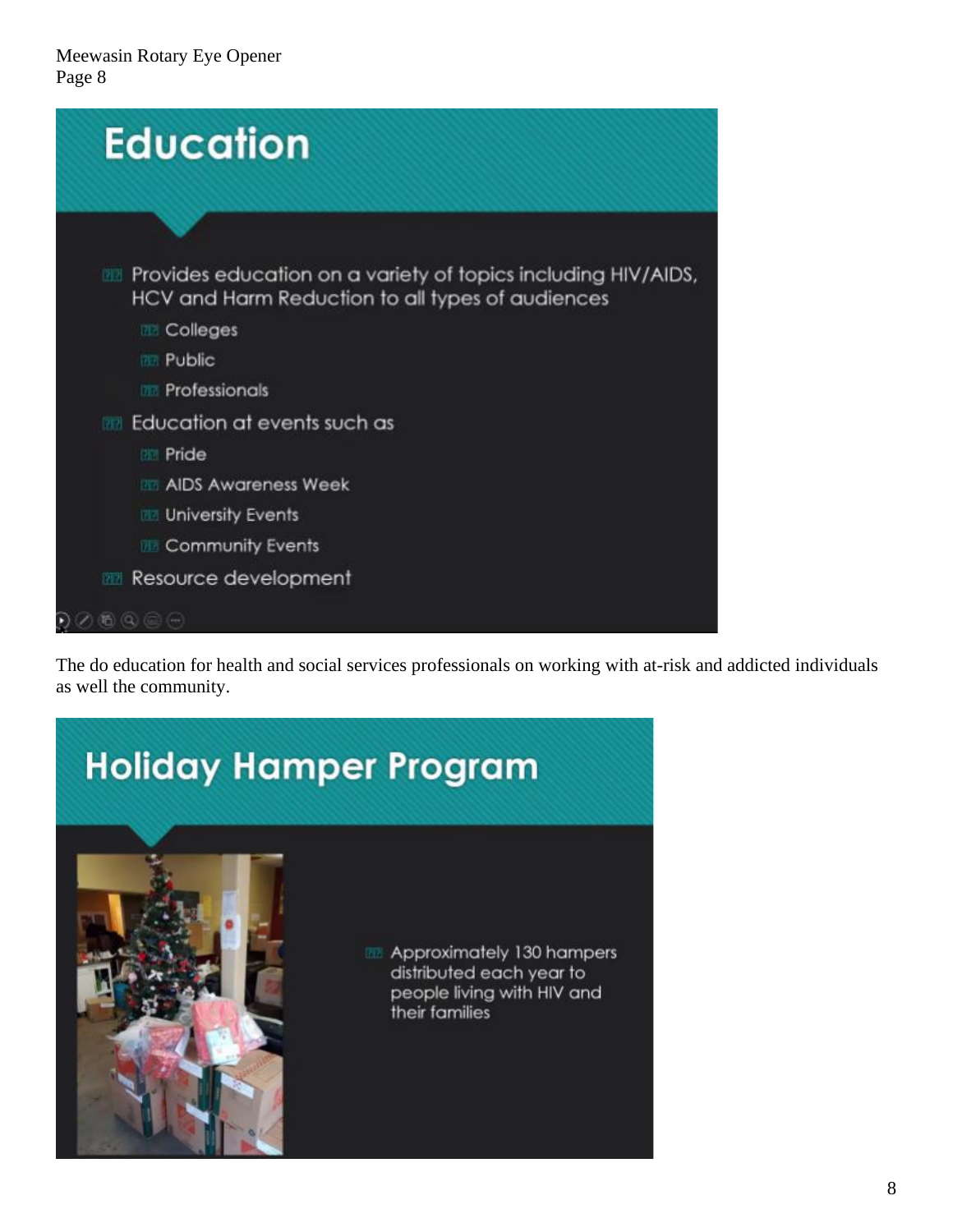# Education

- Provides education on a variety of topics including HIV/AIDS, HCV and Harm Reduction to all types of audiences
  - Colleges
  - Public
  - Professionals
- Education at events such as
  - Pride
  - AIDS Awareness Week
  - University Events
  - Community Events
- Resource development

The do education for health and social services professionals on working with at-risk and addicted individuals as well the community.

# Holiday Hamper Program

- Approximately 130 hampers distributed each year to people living with HIV and their families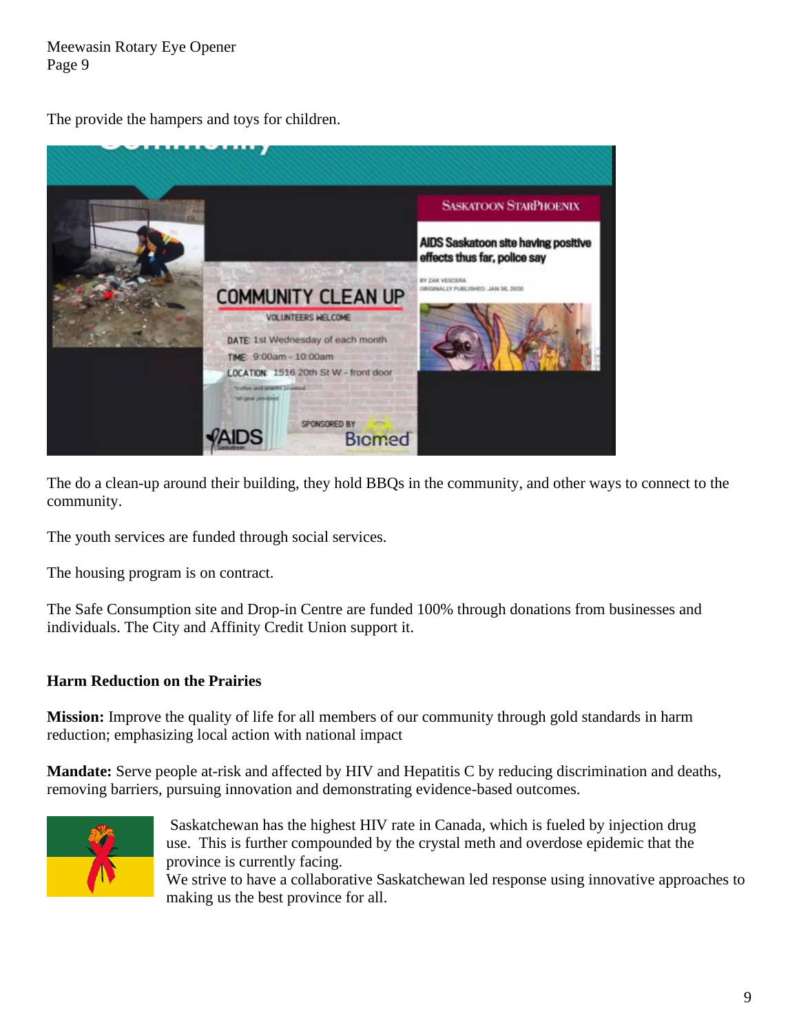The provide the hampers and toys for children.

The do a clean-up around their building, they hold BBQs in the community, and other ways to connect to the community.

The youth services are funded through social services.

The housing program is on contract.

The Safe Consumption site and Drop-in Centre are funded 100% through donations from businesses and individuals. The City and Affinity Credit Union support it.

**Harm Reduction on the Prairies**

**Mission:** Improve the quality of life for all members of our community through gold standards in harm reduction; emphasizing local action with national impact

**Mandate:** Serve people at-risk and affected by HIV and Hepatitis C by reducing discrimination and deaths, removing barriers, pursuing innovation and demonstrating evidence-based outcomes.

Saskatchewan has the highest HIV rate in Canada, which is fueled by injection drug use. This is further compounded by the crystal meth and overdose epidemic that the province is currently facing.

We strive to have a collaborative Saskatchewan led response using innovative approaches to making us the best province for all.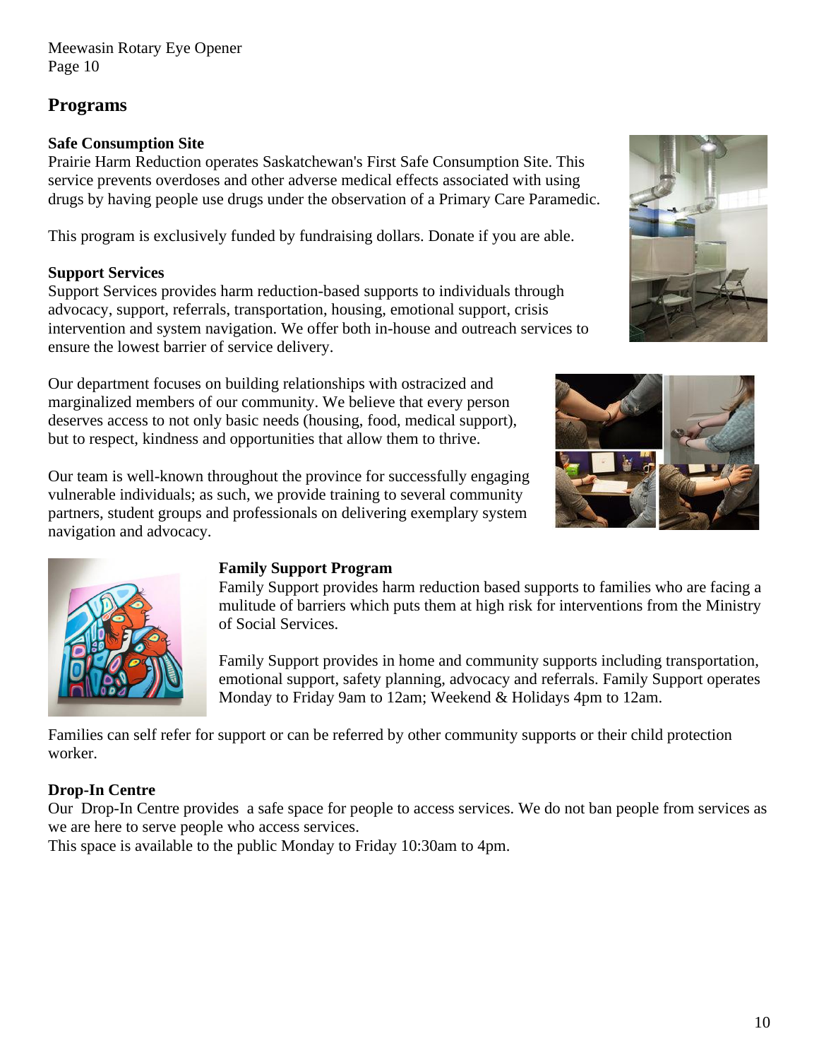## Programs

### Safe Consumption Site

Prairie Harm Reduction operates Saskatchewan's First Safe Consumption Site. This service prevents overdoses and other adverse medical effects associated with using drugs by having people use drugs under the observation of a Primary Care Paramedic.

This program is exclusively funded by fundraising dollars. Donate if you are able.

### Support Services

Support Services provides harm reduction-based supports to individuals through advocacy, support, referrals, transportation, housing, emotional support, crisis intervention and system navigation. We offer both in-house and outreach services to ensure the lowest barrier of service delivery.

Our department focuses on building relationships with ostracized and marginalized members of our community. We believe that every person deserves access to not only basic needs (housing, food, medical support), but to respect, kindness and opportunities that allow them to thrive.

Our team is well-known throughout the province for successfully engaging vulnerable individuals; as such, we provide training to several community partners, student groups and professionals on delivering exemplary system navigation and advocacy.

### Family Support Program

Family Support provides harm reduction based supports to families who are facing a mulitude of barriers which puts them at high risk for interventions from the Ministry of Social Services.

Family Support provides in home and community supports including transportation, emotional support, safety planning, advocacy and referrals. Family Support operates Monday to Friday 9am to 12am; Weekend & Holidays 4pm to 12am.

Families can self refer for support or can be referred by other community supports or their child protection worker.

### Drop-In Centre

Our Drop-In Centre provides a safe space for people to access services. We do not ban people from services as we are here to serve people who access services.
This space is available to the public Monday to Friday 10:30am to 4pm.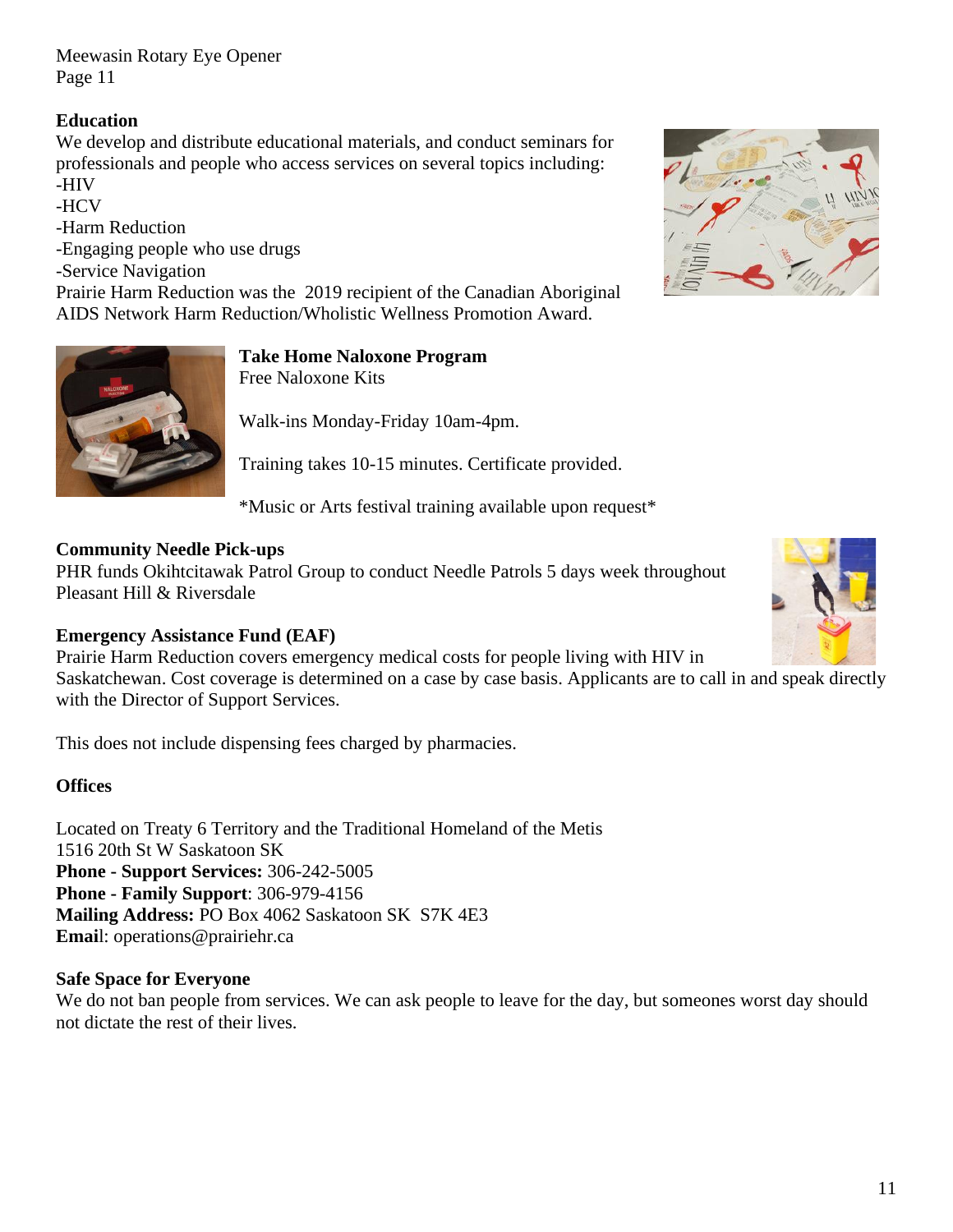Meewasin Rotary Eye Opener
Page 11

### Education

We develop and distribute educational materials, and conduct seminars for professionals and people who access services on several topics including:
-HIV
-HCV
-Harm Reduction
-Engaging people who use drugs
-Service Navigation
Prairie Harm Reduction was the 2019 recipient of the Canadian Aboriginal AIDS Network Harm Reduction/Wholistic Wellness Promotion Award.

### Take Home Naloxone Program

Free Naloxone Kits

Walk-ins Monday-Friday 10am-4pm.

Training takes 10-15 minutes. Certificate provided.

*Music or Arts festival training available upon request*

### Community Needle Pick-ups

PHR funds Okihtcitawak Patrol Group to conduct Needle Patrols 5 days week throughout Pleasant Hill & Riversdale

### Emergency Assistance Fund (EAF)

Prairie Harm Reduction covers emergency medical costs for people living with HIV in Saskatchewan. Cost coverage is determined on a case by case basis. Applicants are to call in and speak directly with the Director of Support Services.

This does not include dispensing fees charged by pharmacies.

### Offices

Located on Treaty 6 Territory and the Traditional Homeland of the Metis
1516 20th St W Saskatoon SK
**Phone - Support Services:** 306-242-5005
**Phone - Family Support**: 306-979-4156
**Mailing Address:** PO Box 4062 Saskatoon SK S7K 4E3
**Emai**l: operations@prairiehr.ca

### Safe Space for Everyone

We do not ban people from services. We can ask people to leave for the day, but someones worst day should not dictate the rest of their lives.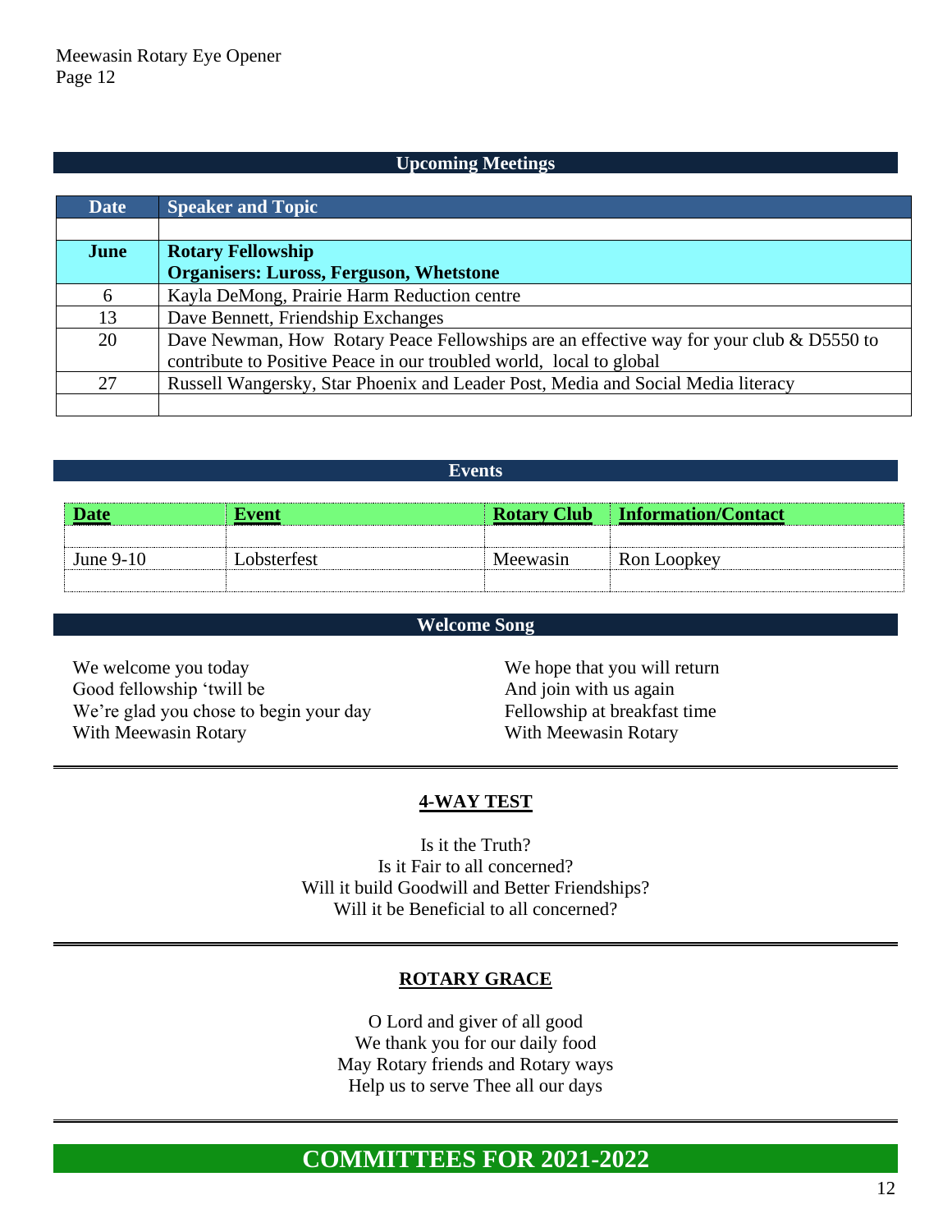## Upcoming Meetings

| Date | Speaker and Topic |
|---|---|
| | |
| **June** | **Rotary Fellowship**<br>**Organisers: Luross, Ferguson, Whetstone** |
| 6 | Kayla DeMong, Prairie Harm Reduction centre |
| 13 | Dave Bennett, Friendship Exchanges |
| 20 | Dave Newman, How Rotary Peace Fellowships are an effective way for your club & D5550 to contribute to Positive Peace in our troubled world, local to global |
| 27 | Russell Wangersky, Star Phoenix and Leader Post, Media and Social Media literacy |
| | |

## Events

| Date | Event | Rotary Club | Information/Contact |
|---|---|---|---|
| | | | |
| June 9-10 | Lobsterfest | Meewasin | Ron Loopkey |
| | | | |

## Welcome Song

We welcome you today
Good fellowship 'twill be
We're glad you chose to begin your day
With Meewasin Rotary

We hope that you will return
And join with us again
Fellowship at breakfast time
With Meewasin Rotary

---

### 4-WAY TEST

Is it the Truth?
Is it Fair to all concerned?
Will it build Goodwill and Better Friendships?
Will it be Beneficial to all concerned?

---

### ROTARY GRACE

O Lord and giver of all good
We thank you for our daily food
May Rotary friends and Rotary ways
Help us to serve Thee all our days

---

## COMMITTEES FOR 2021-2022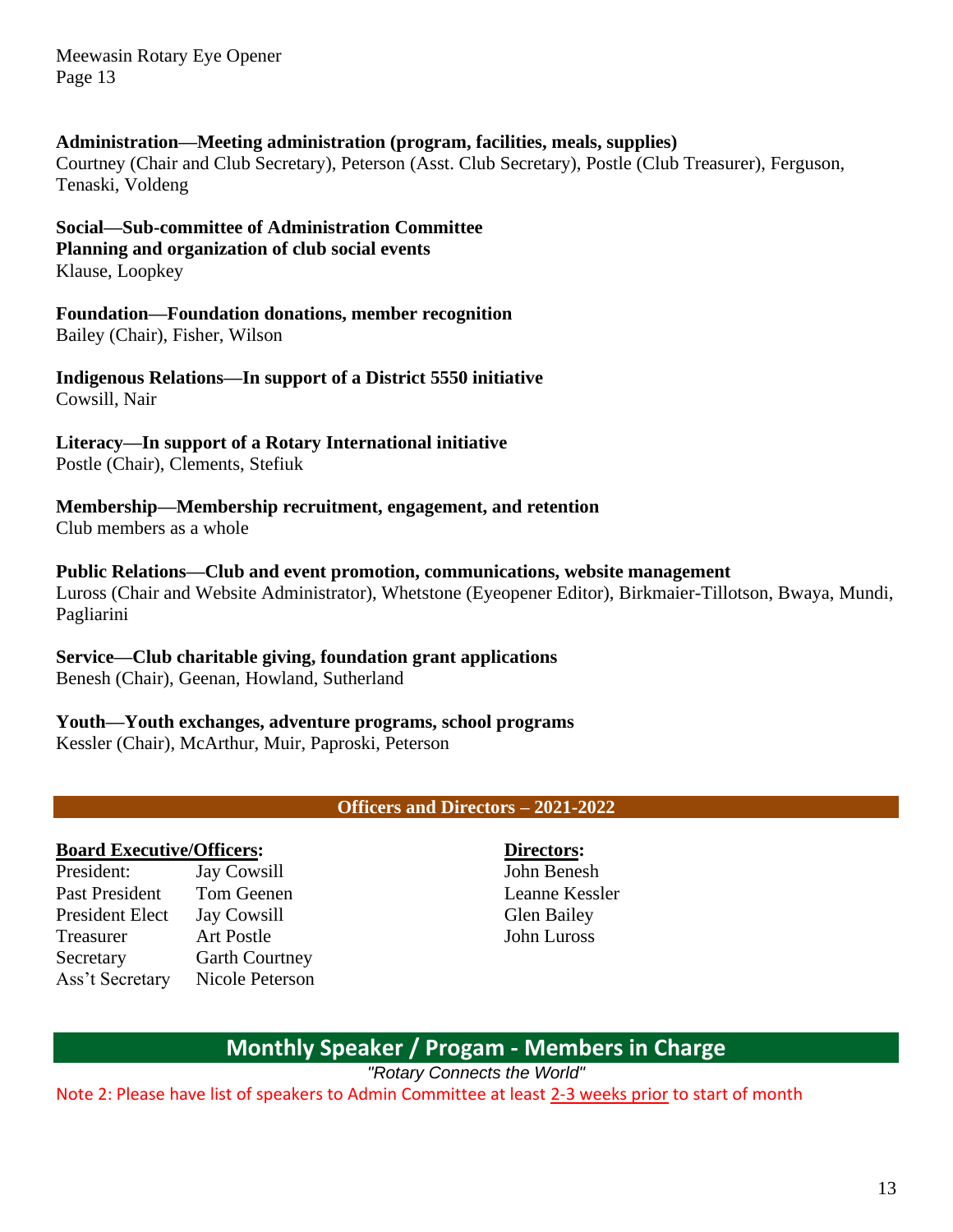**Administration—Meeting administration (program, facilities, meals, supplies)**
Courtney (Chair and Club Secretary), Peterson (Asst. Club Secretary), Postle (Club Treasurer), Ferguson, Tenaski, Voldeng

**Social—Sub-committee of Administration Committee**
**Planning and organization of club social events**
Klause, Loopkey

**Foundation—Foundation donations, member recognition**
Bailey (Chair), Fisher, Wilson

**Indigenous Relations—In support of a District 5550 initiative**
Cowsill, Nair

**Literacy—In support of a Rotary International initiative**
Postle (Chair), Clements, Stefiuk

**Membership—Membership recruitment, engagement, and retention**
Club members as a whole

**Public Relations—Club and event promotion, communications, website management**
Luross (Chair and Website Administrator), Whetstone (Eyeopener Editor), Birkmaier-Tillotson, Bwaya, Mundi, Pagliarini

**Service—Club charitable giving, foundation grant applications**
Benesh (Chair), Geenan, Howland, Sutherland

**Youth—Youth exchanges, adventure programs, school programs**
Kessler (Chair), McArthur, Muir, Paproski, Peterson

## Officers and Directors – 2021-2022

**Board Executive/Officers:**

| | |
|---|---|
| President: | Jay Cowsill |
| Past President | Tom Geenen |
| President Elect | Jay Cowsill |
| Treasurer | Art Postle |
| Secretary | Garth Courtney |
| Ass't Secretary | Nicole Peterson |

**Directors:**
John Benesh
Leanne Kessler
Glen Bailey
John Luross

## Monthly Speaker / Progam - Members in Charge

*"Rotary Connects the World"*

Note 2: Please have list of speakers to Admin Committee at least 2-3 weeks prior to start of month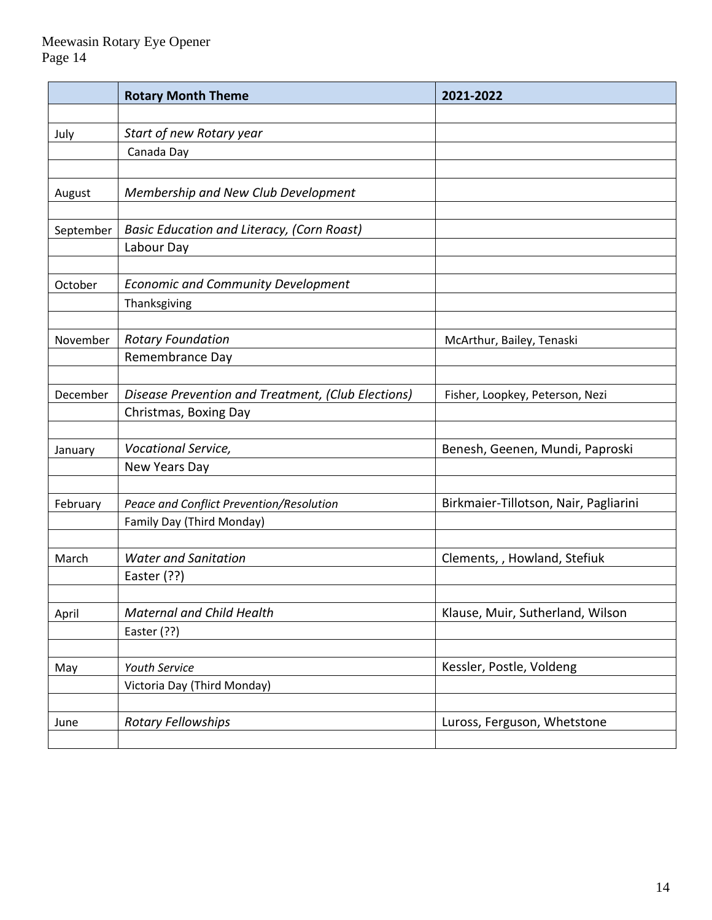| | Rotary Month Theme | 2021-2022 |
|---|---|---|
| | | |
| July | *Start of new Rotary year* | |
| | Canada Day | |
| | | |
| August | *Membership and New Club Development* | |
| | | |
| September | *Basic Education and Literacy, (Corn Roast)* | |
| | Labour Day | |
| | | |
| October | *Economic and Community Development* | |
| | Thanksgiving | |
| | | |
| November | *Rotary Foundation* | McArthur, Bailey, Tenaski |
| | Remembrance Day | |
| | | |
| December | *Disease Prevention and Treatment, (Club Elections)* | Fisher, Loopkey, Peterson, Nezi |
| | Christmas, Boxing Day | |
| | | |
| January | *Vocational Service,* | Benesh, Geenen, Mundi, Paproski |
| | New Years Day | |
| | | |
| February | *Peace and Conflict Prevention/Resolution* | Birkmaier-Tillotson, Nair, Pagliarini |
| | Family Day (Third Monday) | |
| | | |
| March | *Water and Sanitation* | Clements, , Howland, Stefiuk |
| | Easter (??) | |
| | | |
| April | *Maternal and Child Health* | Klause, Muir, Sutherland, Wilson |
| | Easter (??) | |
| | | |
| May | *Youth Service* | Kessler, Postle, Voldeng |
| | Victoria Day (Third Monday) | |
| | | |
| June | *Rotary Fellowships* | Luross, Ferguson, Whetstone |
| | | |